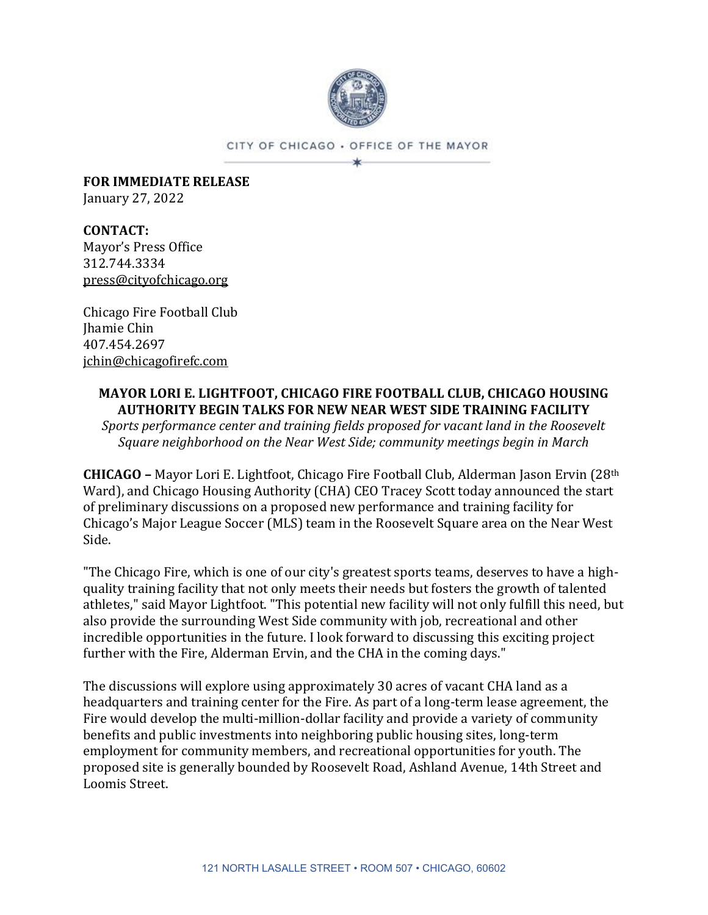CITY OF CHICAGO • OFFICE OF THE MAYOR

**FOR IMMEDIATE RELEASE**
January 27, 2022

**CONTACT:**
Mayor's Press Office
312.744.3334
press@cityofchicago.org

Chicago Fire Football Club
Jhamie Chin
407.454.2697
jchin@chicagofirefc.com

## MAYOR LORI E. LIGHTFOOT, CHICAGO FIRE FOOTBALL CLUB, CHICAGO HOUSING AUTHORITY BEGIN TALKS FOR NEW NEAR WEST SIDE TRAINING FACILITY

*Sports performance center and training fields proposed for vacant land in the Roosevelt Square neighborhood on the Near West Side; community meetings begin in March*

**CHICAGO –** Mayor Lori E. Lightfoot, Chicago Fire Football Club, Alderman Jason Ervin (28th Ward), and Chicago Housing Authority (CHA) CEO Tracey Scott today announced the start of preliminary discussions on a proposed new performance and training facility for Chicago's Major League Soccer (MLS) team in the Roosevelt Square area on the Near West Side.

"The Chicago Fire, which is one of our city's greatest sports teams, deserves to have a high-quality training facility that not only meets their needs but fosters the growth of talented athletes," said Mayor Lightfoot. "This potential new facility will not only fulfill this need, but also provide the surrounding West Side community with job, recreational and other incredible opportunities in the future. I look forward to discussing this exciting project further with the Fire, Alderman Ervin, and the CHA in the coming days."

The discussions will explore using approximately 30 acres of vacant CHA land as a headquarters and training center for the Fire. As part of a long-term lease agreement, the Fire would develop the multi-million-dollar facility and provide a variety of community benefits and public investments into neighboring public housing sites, long-term employment for community members, and recreational opportunities for youth. The proposed site is generally bounded by Roosevelt Road, Ashland Avenue, 14th Street and Loomis Street.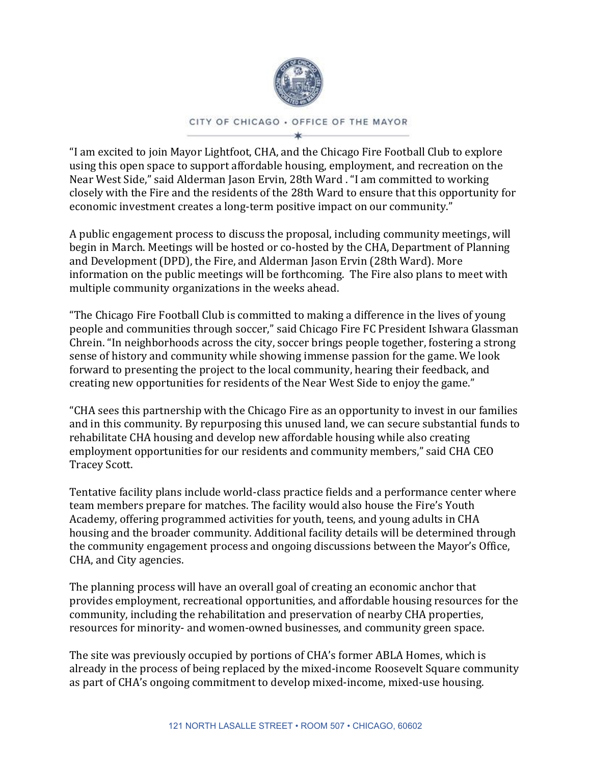"I am excited to join Mayor Lightfoot, CHA, and the Chicago Fire Football Club to explore using this open space to support affordable housing, employment, and recreation on the Near West Side," said Alderman Jason Ervin, 28th Ward . "I am committed to working closely with the Fire and the residents of the 28th Ward to ensure that this opportunity for economic investment creates a long-term positive impact on our community."

A public engagement process to discuss the proposal, including community meetings, will begin in March. Meetings will be hosted or co-hosted by the CHA, Department of Planning and Development (DPD), the Fire, and Alderman Jason Ervin (28th Ward). More information on the public meetings will be forthcoming. The Fire also plans to meet with multiple community organizations in the weeks ahead.

"The Chicago Fire Football Club is committed to making a difference in the lives of young people and communities through soccer," said Chicago Fire FC President Ishwara Glassman Chrein. "In neighborhoods across the city, soccer brings people together, fostering a strong sense of history and community while showing immense passion for the game. We look forward to presenting the project to the local community, hearing their feedback, and creating new opportunities for residents of the Near West Side to enjoy the game."

"CHA sees this partnership with the Chicago Fire as an opportunity to invest in our families and in this community. By repurposing this unused land, we can secure substantial funds to rehabilitate CHA housing and develop new affordable housing while also creating employment opportunities for our residents and community members," said CHA CEO Tracey Scott.

Tentative facility plans include world-class practice fields and a performance center where team members prepare for matches. The facility would also house the Fire's Youth Academy, offering programmed activities for youth, teens, and young adults in CHA housing and the broader community. Additional facility details will be determined through the community engagement process and ongoing discussions between the Mayor's Office, CHA, and City agencies.

The planning process will have an overall goal of creating an economic anchor that provides employment, recreational opportunities, and affordable housing resources for the community, including the rehabilitation and preservation of nearby CHA properties, resources for minority- and women-owned businesses, and community green space.

The site was previously occupied by portions of CHA's former ABLA Homes, which is already in the process of being replaced by the mixed-income Roosevelt Square community as part of CHA's ongoing commitment to develop mixed-income, mixed-use housing.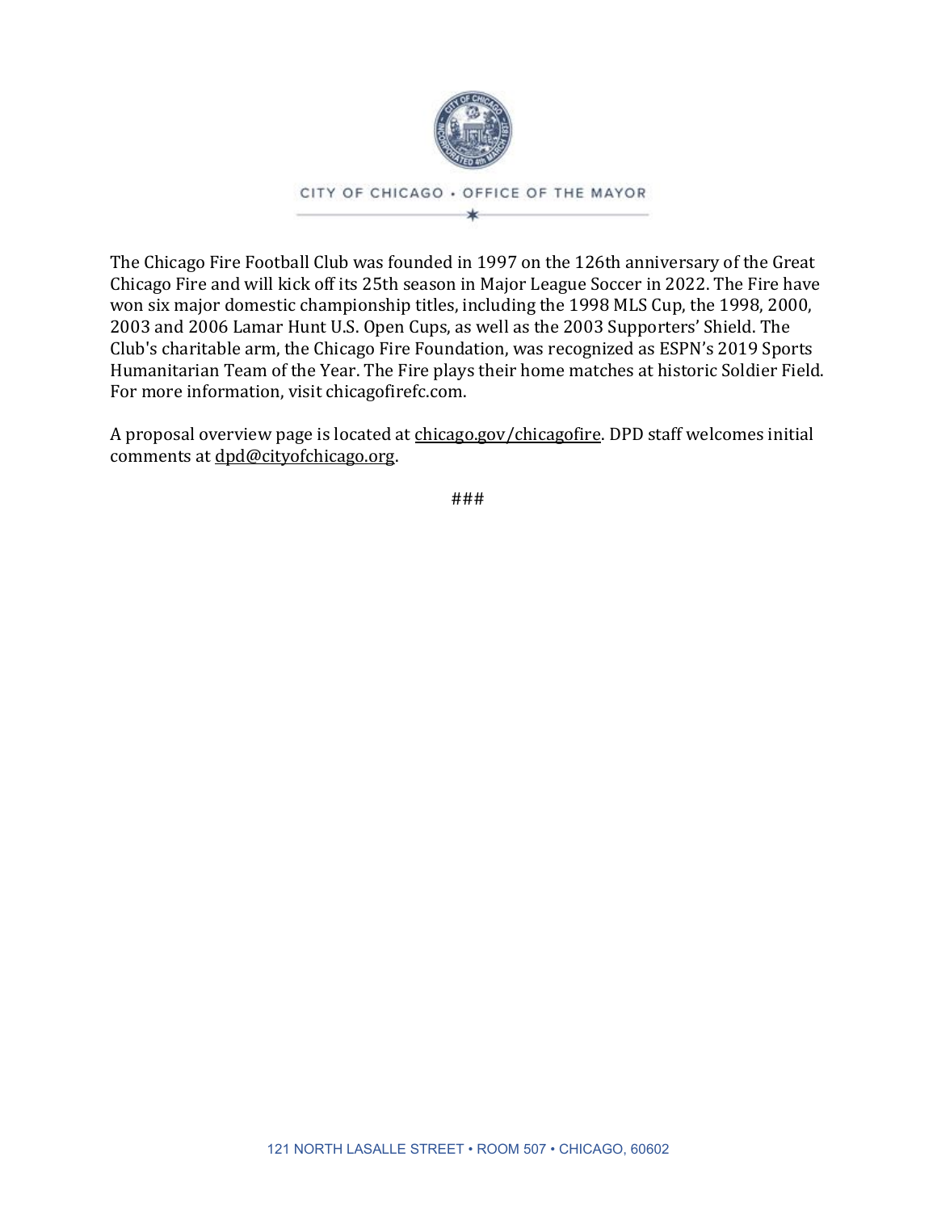CITY OF CHICAGO • OFFICE OF THE MAYOR

The Chicago Fire Football Club was founded in 1997 on the 126th anniversary of the Great Chicago Fire and will kick off its 25th season in Major League Soccer in 2022. The Fire have won six major domestic championship titles, including the 1998 MLS Cup, the 1998, 2000, 2003 and 2006 Lamar Hunt U.S. Open Cups, as well as the 2003 Supporters' Shield. The Club's charitable arm, the Chicago Fire Foundation, was recognized as ESPN's 2019 Sports Humanitarian Team of the Year. The Fire plays their home matches at historic Soldier Field. For more information, visit chicagofirefc.com.

A proposal overview page is located at chicago.gov/chicagofire. DPD staff welcomes initial comments at dpd@cityofchicago.org.

###